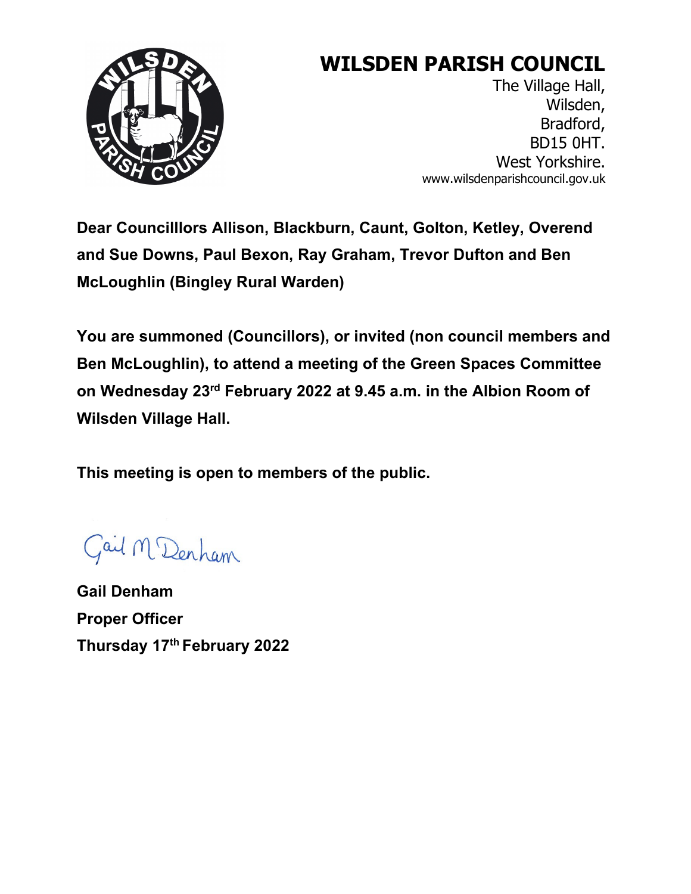# WILSDEN PARISH COUNCIL

The Village Hall,
Wilsden,
Bradford,
BD15 0HT.
West Yorkshire.
www.wilsdenparishcouncil.gov.uk

**Dear Councilllors Allison, Blackburn, Caunt, Golton, Ketley, Overend and Sue Downs, Paul Bexon, Ray Graham, Trevor Dufton and Ben McLoughlin (Bingley Rural Warden)**

**You are summoned (Councillors), or invited (non council members and Ben McLoughlin), to attend a meeting of the Green Spaces Committee on Wednesday 23rd February 2022 at 9.45 a.m. in the Albion Room of Wilsden Village Hall.**

**This meeting is open to members of the public.**

Gail M Denham

**Gail Denham**
**Proper Officer**
**Thursday 17th February 2022**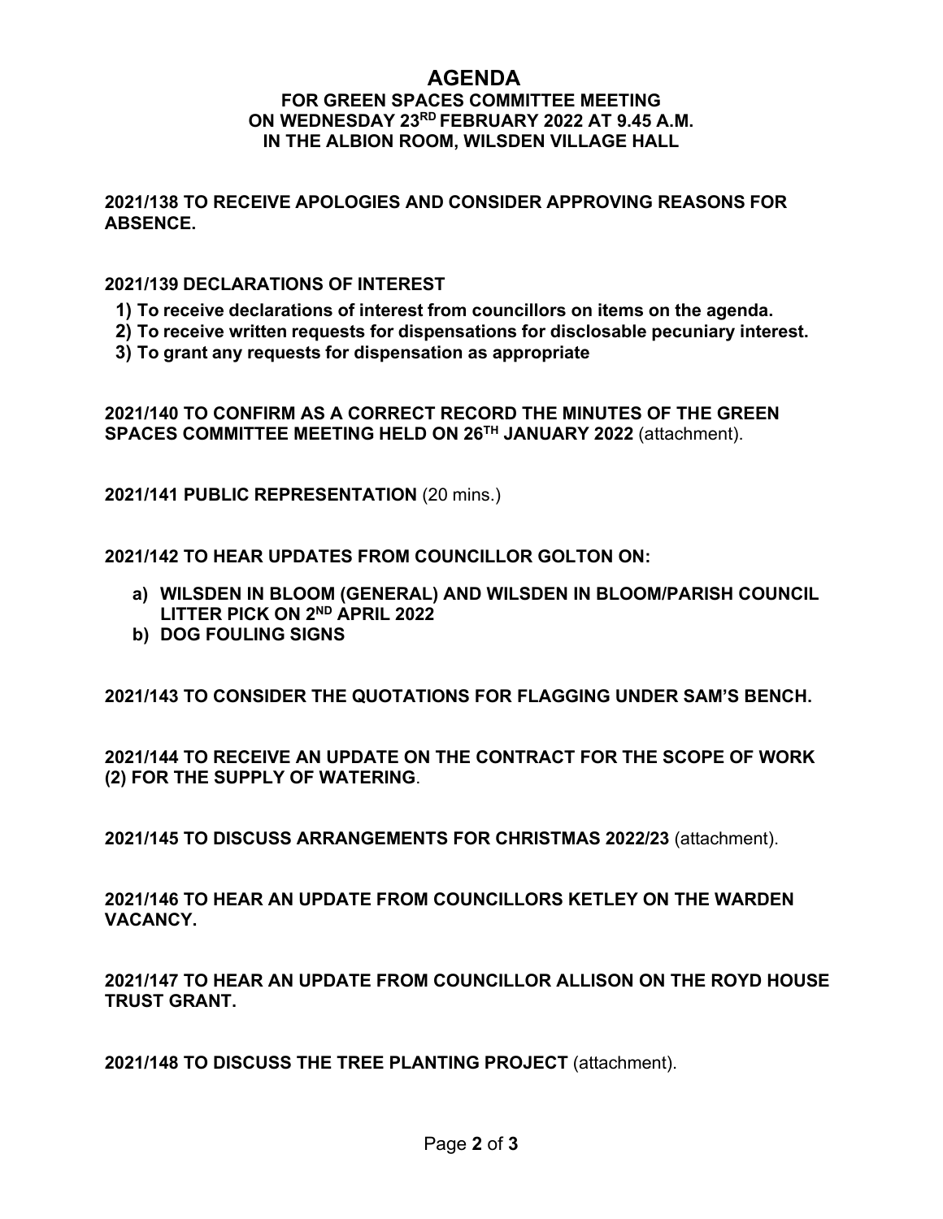# AGENDA

## FOR GREEN SPACES COMMITTEE MEETING ON WEDNESDAY 23RD FEBRUARY 2022 AT 9.45 A.M. IN THE ALBION ROOM, WILSDEN VILLAGE HALL

**2021/138 TO RECEIVE APOLOGIES AND CONSIDER APPROVING REASONS FOR ABSENCE.**

**2021/139 DECLARATIONS OF INTEREST**

1) **To receive declarations of interest from councillors on items on the agenda.**
2) **To receive written requests for dispensations for disclosable pecuniary interest.**
3) **To grant any requests for dispensation as appropriate**

**2021/140 TO CONFIRM AS A CORRECT RECORD THE MINUTES OF THE GREEN SPACES COMMITTEE MEETING HELD ON 26TH JANUARY 2022** (attachment).

**2021/141 PUBLIC REPRESENTATION** (20 mins.)

**2021/142 TO HEAR UPDATES FROM COUNCILLOR GOLTON ON:**

a) **WILSDEN IN BLOOM (GENERAL) AND WILSDEN IN BLOOM/PARISH COUNCIL LITTER PICK ON 2ND APRIL 2022**
b) **DOG FOULING SIGNS**

**2021/143 TO CONSIDER THE QUOTATIONS FOR FLAGGING UNDER SAM'S BENCH.**

**2021/144 TO RECEIVE AN UPDATE ON THE CONTRACT FOR THE SCOPE OF WORK (2) FOR THE SUPPLY OF WATERING**.

**2021/145 TO DISCUSS ARRANGEMENTS FOR CHRISTMAS 2022/23** (attachment).

**2021/146 TO HEAR AN UPDATE FROM COUNCILLORS KETLEY ON THE WARDEN VACANCY.**

**2021/147 TO HEAR AN UPDATE FROM COUNCILLOR ALLISON ON THE ROYD HOUSE TRUST GRANT.**

**2021/148 TO DISCUSS THE TREE PLANTING PROJECT** (attachment).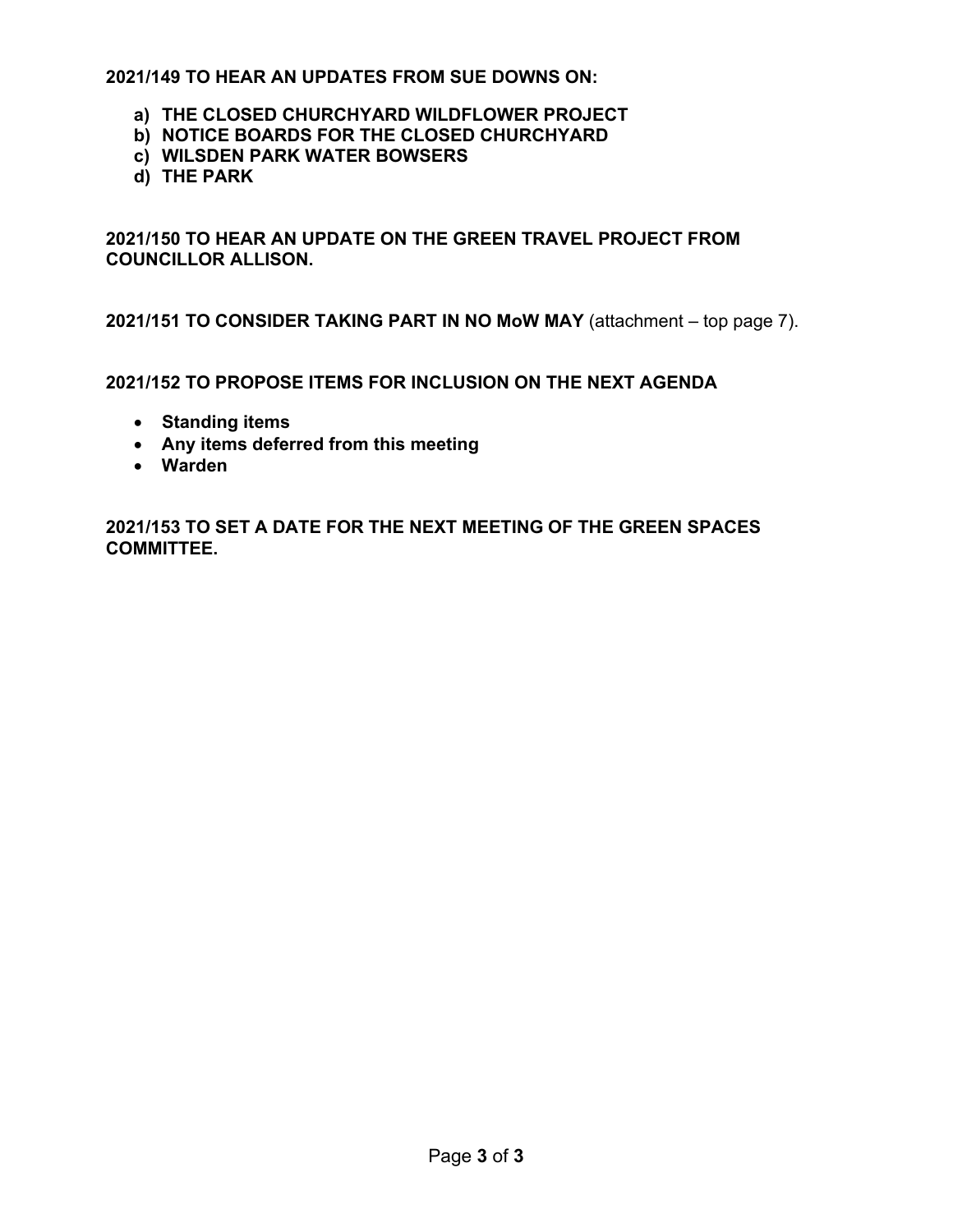**2021/149 TO HEAR AN UPDATES FROM SUE DOWNS ON:**

a) **THE CLOSED CHURCHYARD WILDFLOWER PROJECT**
b) **NOTICE BOARDS FOR THE CLOSED CHURCHYARD**
c) **WILSDEN PARK WATER BOWSERS**
d) **THE PARK**

**2021/150 TO HEAR AN UPDATE ON THE GREEN TRAVEL PROJECT FROM COUNCILLOR ALLISON.**

**2021/151 TO CONSIDER TAKING PART IN NO MoW MAY** (attachment – top page 7).

**2021/152 TO PROPOSE ITEMS FOR INCLUSION ON THE NEXT AGENDA**

- **Standing items**
- **Any items deferred from this meeting**
- **Warden**

**2021/153 TO SET A DATE FOR THE NEXT MEETING OF THE GREEN SPACES COMMITTEE.**